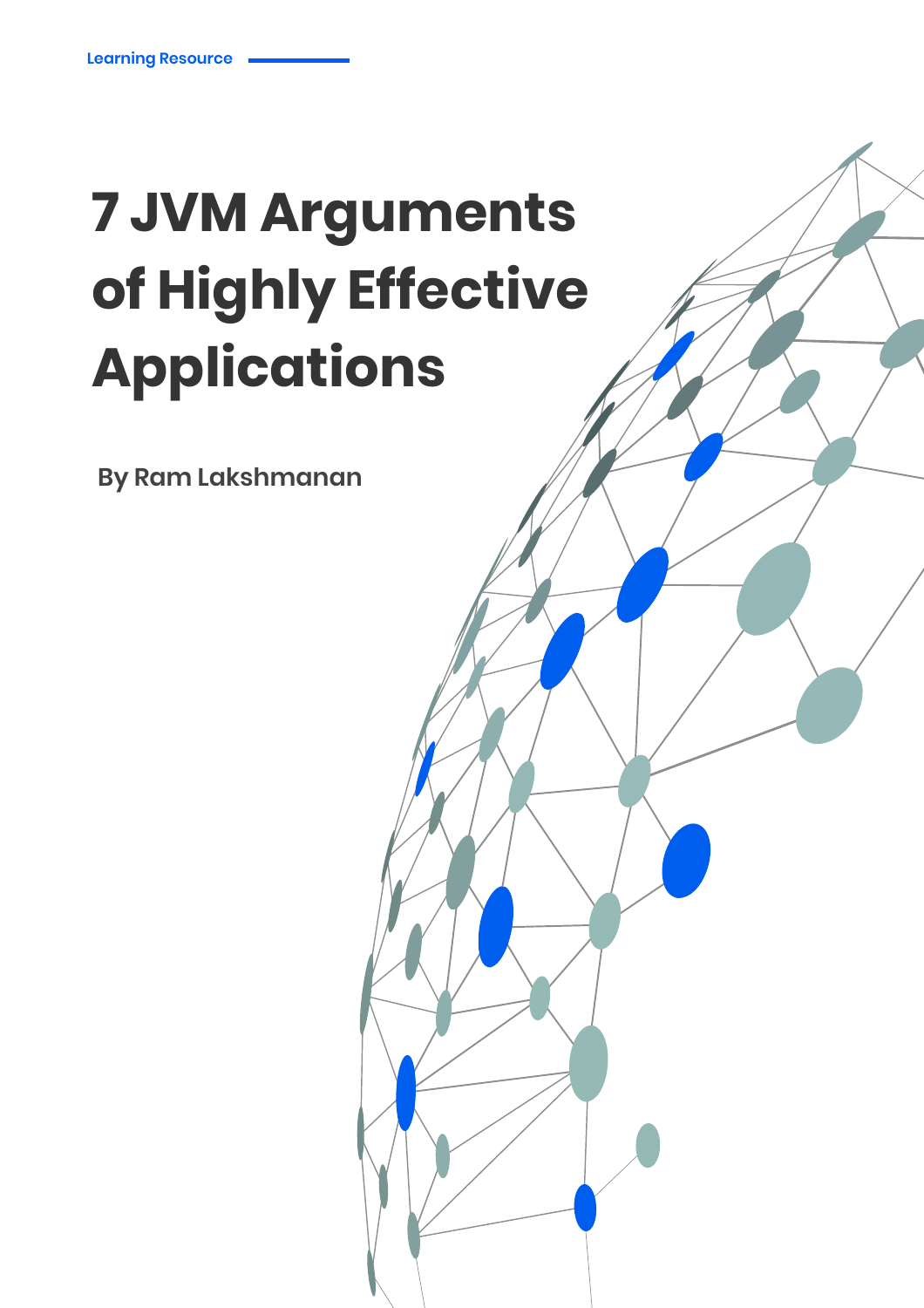Learning Resource

# 7 JVM Arguments of Highly Effective Applications

By Ram Lakshmanan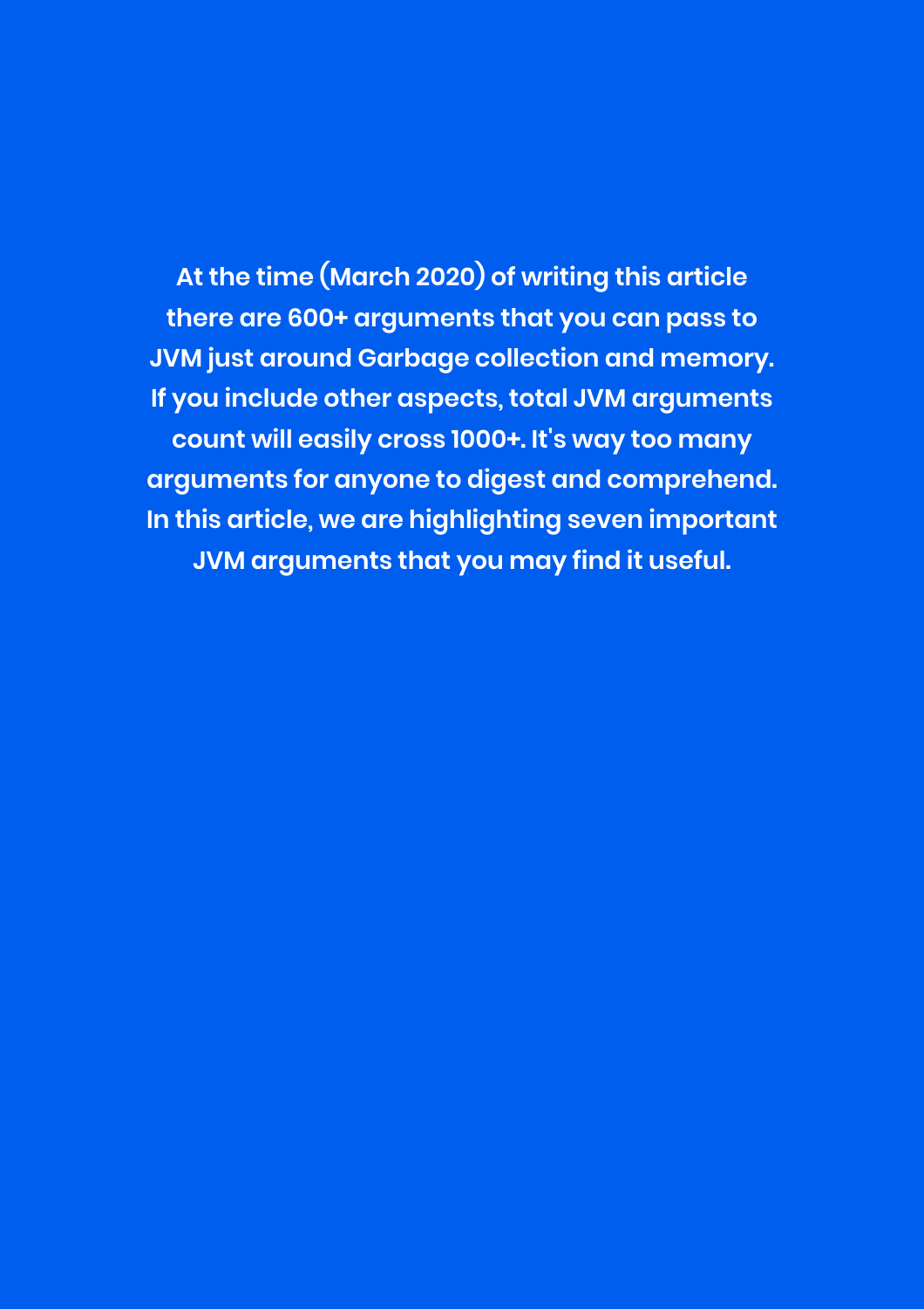**At the time (March 2020) of writing this article there are 600+ arguments that you can pass to JVM just around Garbage collection and memory. If you include other aspects, total JVM arguments count will easily cross 1000+. It's way too many arguments for anyone to digest and comprehend. In this article, we are highlighting seven important JVM arguments that you may find it useful.**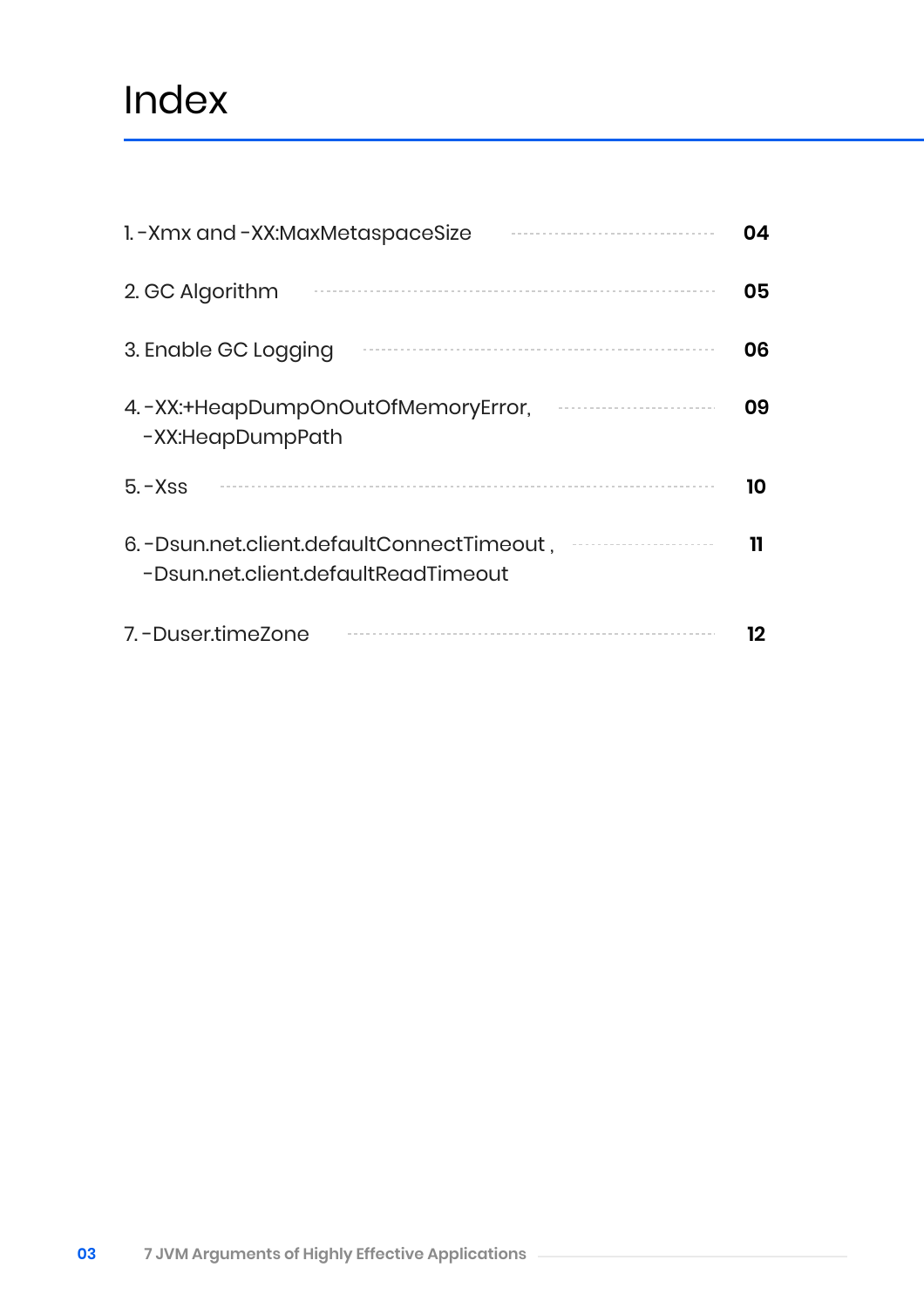# Index

| | |
|---|---|
| 1. -Xmx and -XX:MaxMetaspaceSize | **04** |
| 2. GC Algorithm | **05** |
| 3. Enable GC Logging | **06** |
| 4. -XX:+HeapDumpOnOutOfMemoryError, -XX:HeapDumpPath | **09** |
| 5. -Xss | **10** |
| 6. -Dsun.net.client.defaultConnectTimeout , -Dsun.net.client.defaultReadTimeout | **11** |
| 7. -Duser.timeZone | **12** |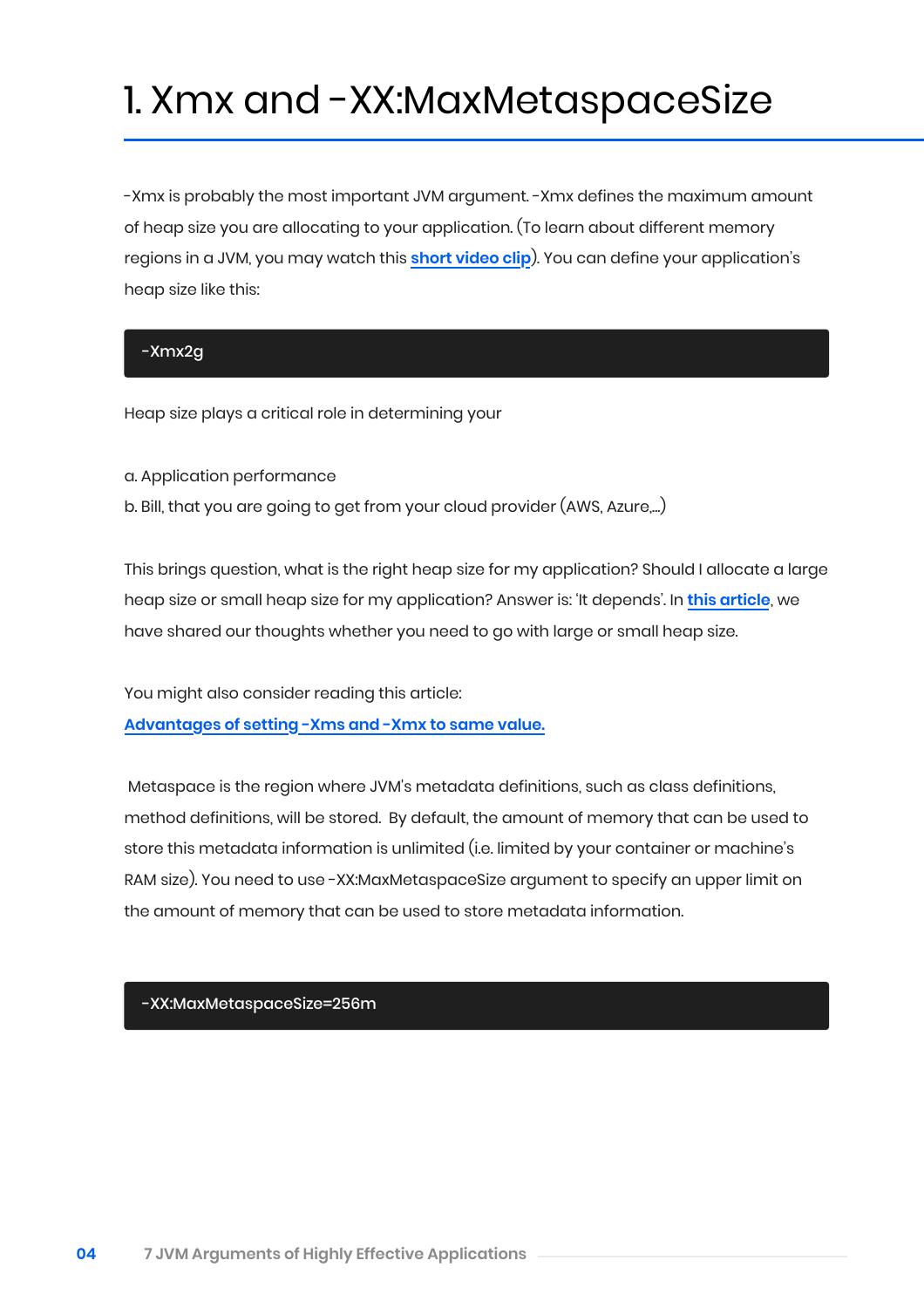# 1. Xmx and -XX:MaxMetaspaceSize

-Xmx is probably the most important JVM argument. -Xmx defines the maximum amount of heap size you are allocating to your application. (To learn about different memory regions in a JVM, you may watch this **short video clip**). You can define your application's heap size like this:

```
-Xmx2g
```

Heap size plays a critical role in determining your

a. Application performance
b. Bill, that you are going to get from your cloud provider (AWS, Azure,...)

This brings question, what is the right heap size for my application? Should I allocate a large heap size or small heap size for my application? Answer is: 'It depends'. In **this article**, we have shared our thoughts whether you need to go with large or small heap size.

You might also consider reading this article:
**Advantages of setting -Xms and -Xmx to same value.**

Metaspace is the region where JVM's metadata definitions, such as class definitions, method definitions, will be stored. By default, the amount of memory that can be used to store this metadata information is unlimited (i.e. limited by your container or machine's RAM size). You need to use -XX:MaxMetaspaceSize argument to specify an upper limit on the amount of memory that can be used to store metadata information.

```
-XX:MaxMetaspaceSize=256m
```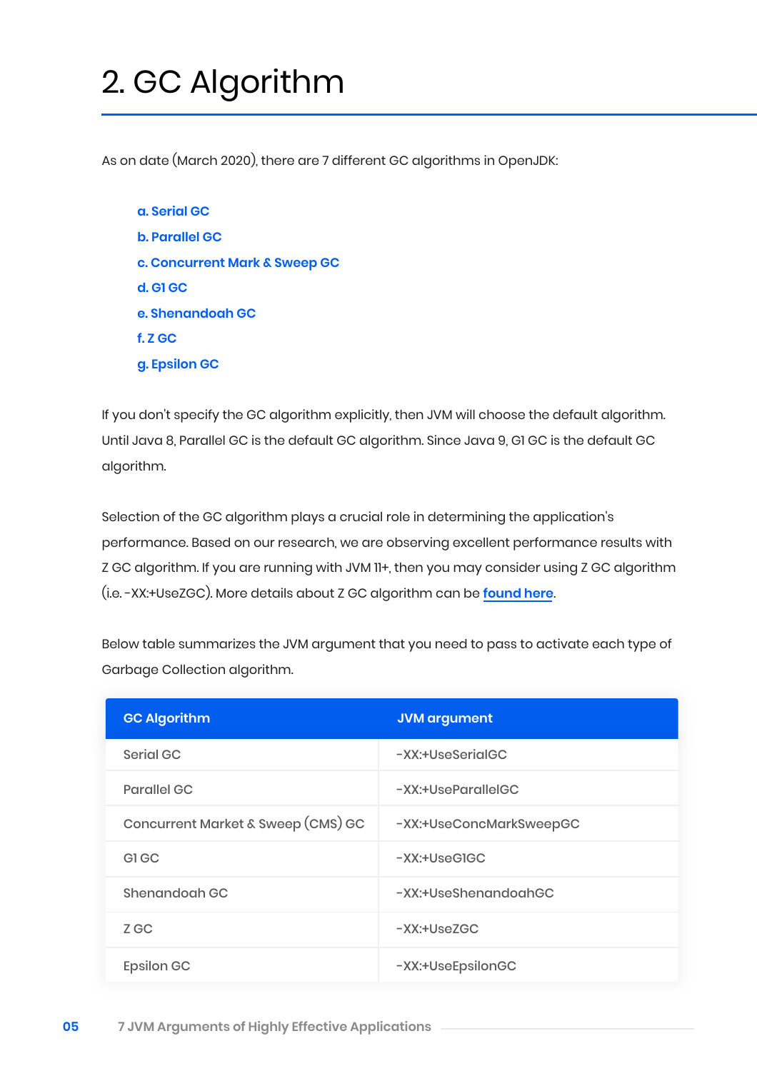# 2. GC Algorithm

As on date (March 2020), there are 7 different GC algorithms in OpenJDK:

- **a. Serial GC**
- **b. Parallel GC**
- **c. Concurrent Mark & Sweep GC**
- **d. G1 GC**
- **e. Shenandoah GC**
- **f. Z GC**
- **g. Epsilon GC**

If you don't specify the GC algorithm explicitly, then JVM will choose the default algorithm. Until Java 8, Parallel GC is the default GC algorithm. Since Java 9, G1 GC is the default GC algorithm.

Selection of the GC algorithm plays a crucial role in determining the application's performance. Based on our research, we are observing excellent performance results with Z GC algorithm. If you are running with JVM 11+, then you may consider using Z GC algorithm (i.e. -XX:+UseZGC). More details about Z GC algorithm can be **found here**.

Below table summarizes the JVM argument that you need to pass to activate each type of Garbage Collection algorithm.

| GC Algorithm | JVM argument |
|---|---|
| Serial GC | -XX:+UseSerialGC |
| Parallel GC | -XX:+UseParallelGC |
| Concurrent Market & Sweep (CMS) GC | -XX:+UseConcMarkSweepGC |
| G1 GC | -XX:+UseG1GC |
| Shenandoah GC | -XX:+UseShenandoahGC |
| Z GC | -XX:+UseZGC |
| Epsilon GC | -XX:+UseEpsilonGC |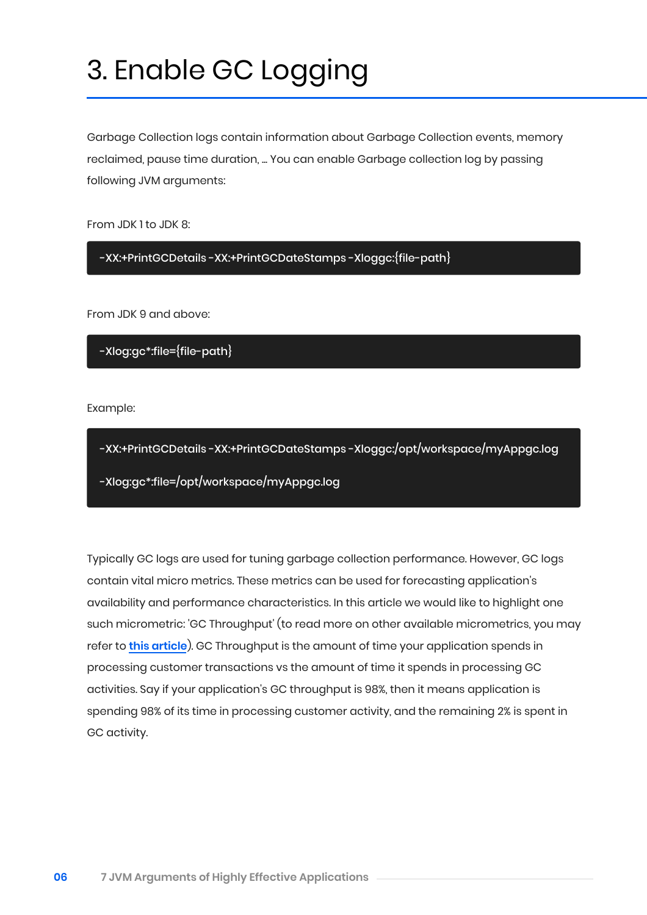# 3. Enable GC Logging

Garbage Collection logs contain information about Garbage Collection events, memory reclaimed, pause time duration, … You can enable Garbage collection log by passing following JVM arguments:

From JDK 1 to JDK 8:

```
-XX:+PrintGCDetails -XX:+PrintGCDateStamps -Xloggc:{file-path}
```

From JDK 9 and above:

```
-Xlog:gc*:file={file-path}
```

Example:

```
-XX:+PrintGCDetails -XX:+PrintGCDateStamps -Xloggc:/opt/workspace/myAppgc.log

-Xlog:gc*:file=/opt/workspace/myAppgc.log
```

Typically GC logs are used for tuning garbage collection performance. However, GC logs contain vital micro metrics. These metrics can be used for forecasting application's availability and performance characteristics. In this article we would like to highlight one such micrometric: 'GC Throughput' (to read more on other available micrometrics, you may refer to **this article**). GC Throughput is the amount of time your application spends in processing customer transactions vs the amount of time it spends in processing GC activities. Say if your application's GC throughput is 98%, then it means application is spending 98% of its time in processing customer activity, and the remaining 2% is spent in GC activity.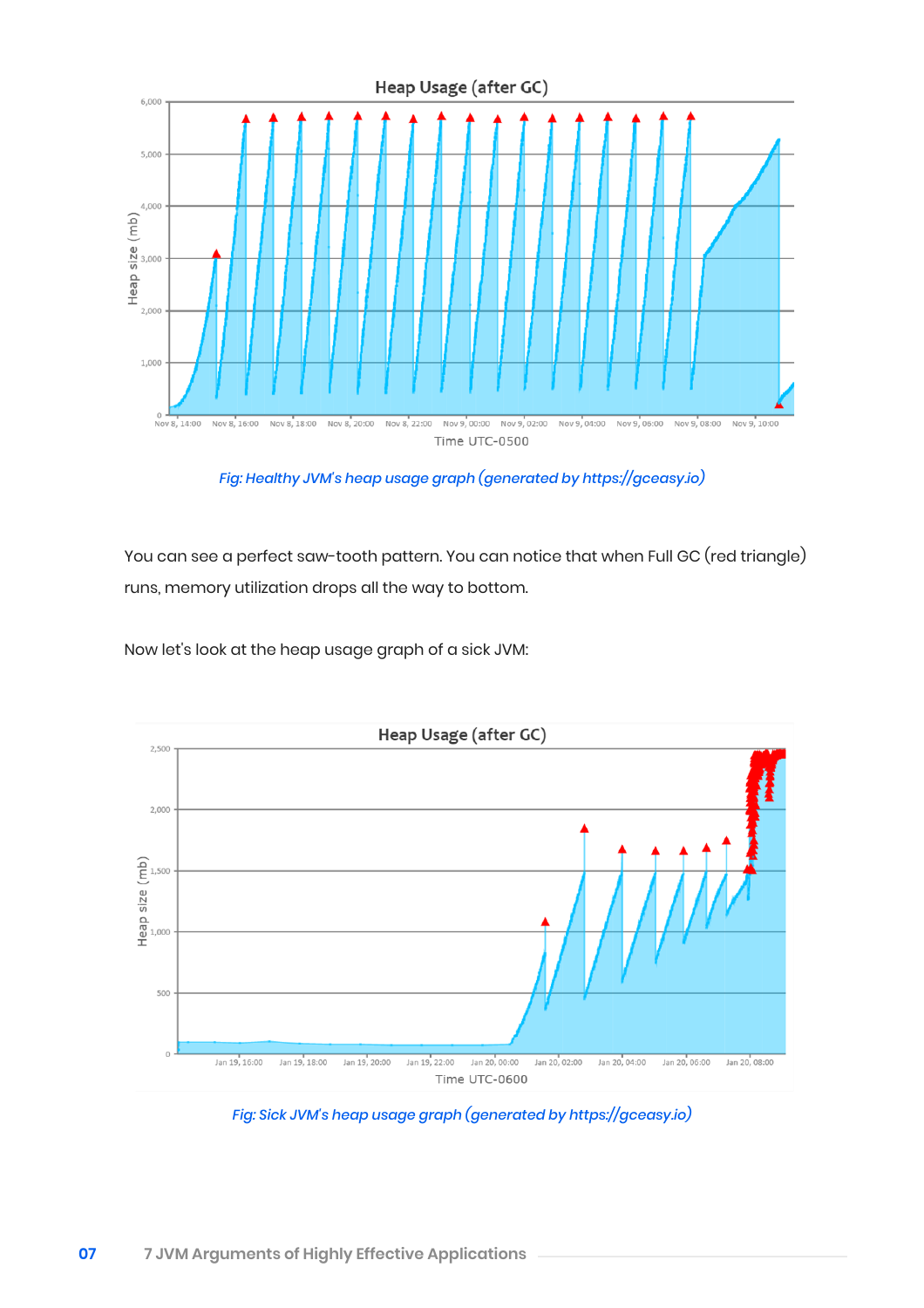*Fig: Healthy JVM's heap usage graph (generated by https://gceasy.io)*

You can see a perfect saw-tooth pattern. You can notice that when Full GC (red triangle) runs, memory utilization drops all the way to bottom.

Now let's look at the heap usage graph of a sick JVM:

*Fig: Sick JVM's heap usage graph (generated by https://gceasy.io)*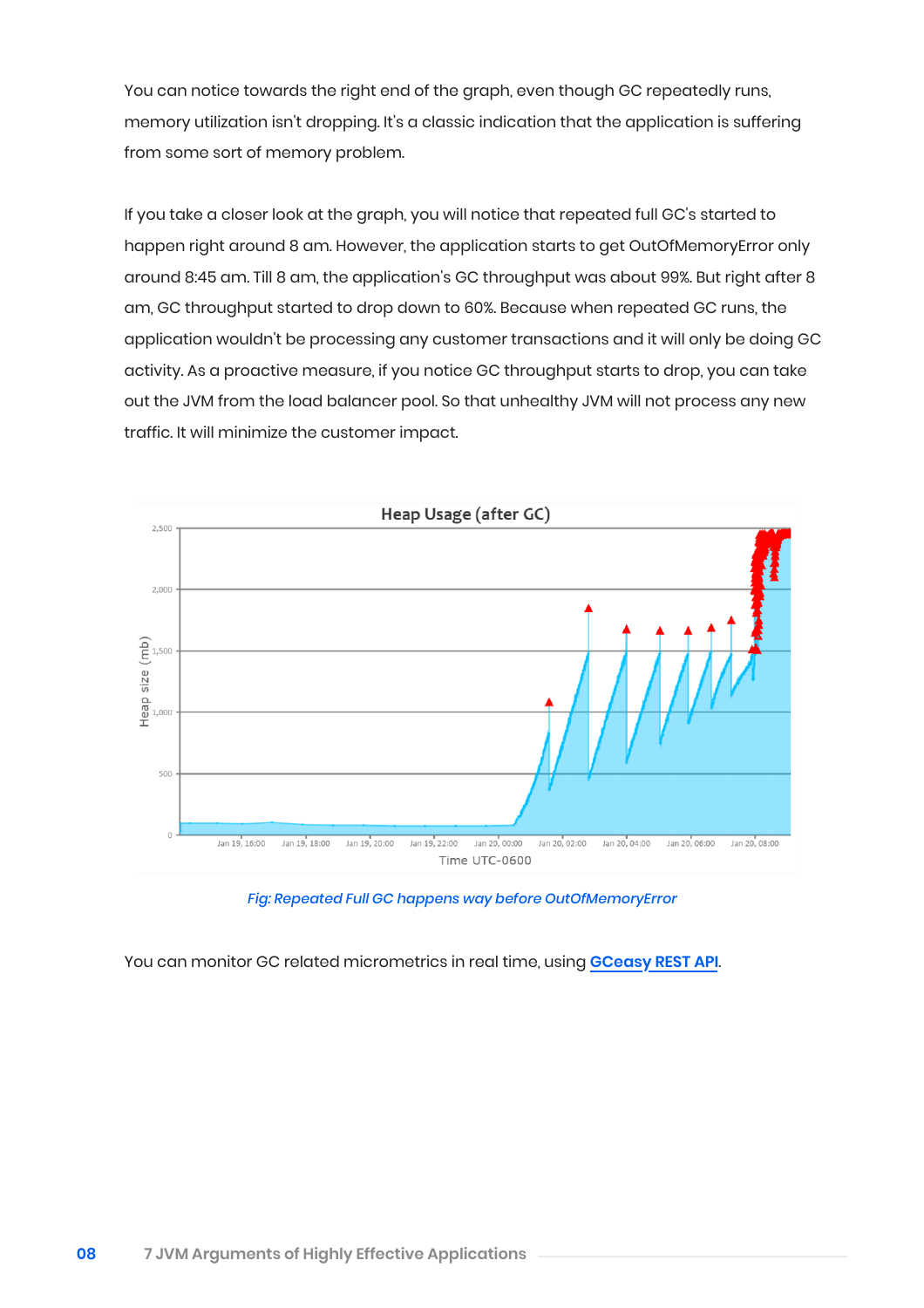You can notice towards the right end of the graph, even though GC repeatedly runs, memory utilization isn't dropping. It's a classic indication that the application is suffering from some sort of memory problem.

If you take a closer look at the graph, you will notice that repeated full GC's started to happen right around 8 am. However, the application starts to get OutOfMemoryError only around 8:45 am. Till 8 am, the application's GC throughput was about 99%. But right after 8 am, GC throughput started to drop down to 60%. Because when repeated GC runs, the application wouldn't be processing any customer transactions and it will only be doing GC activity. As a proactive measure, if you notice GC throughput starts to drop, you can take out the JVM from the load balancer pool. So that unhealthy JVM will not process any new traffic. It will minimize the customer impact.

*Fig: Repeated Full GC happens way before OutOfMemoryError*

You can monitor GC related micrometrics in real time, using **GCeasy REST API**.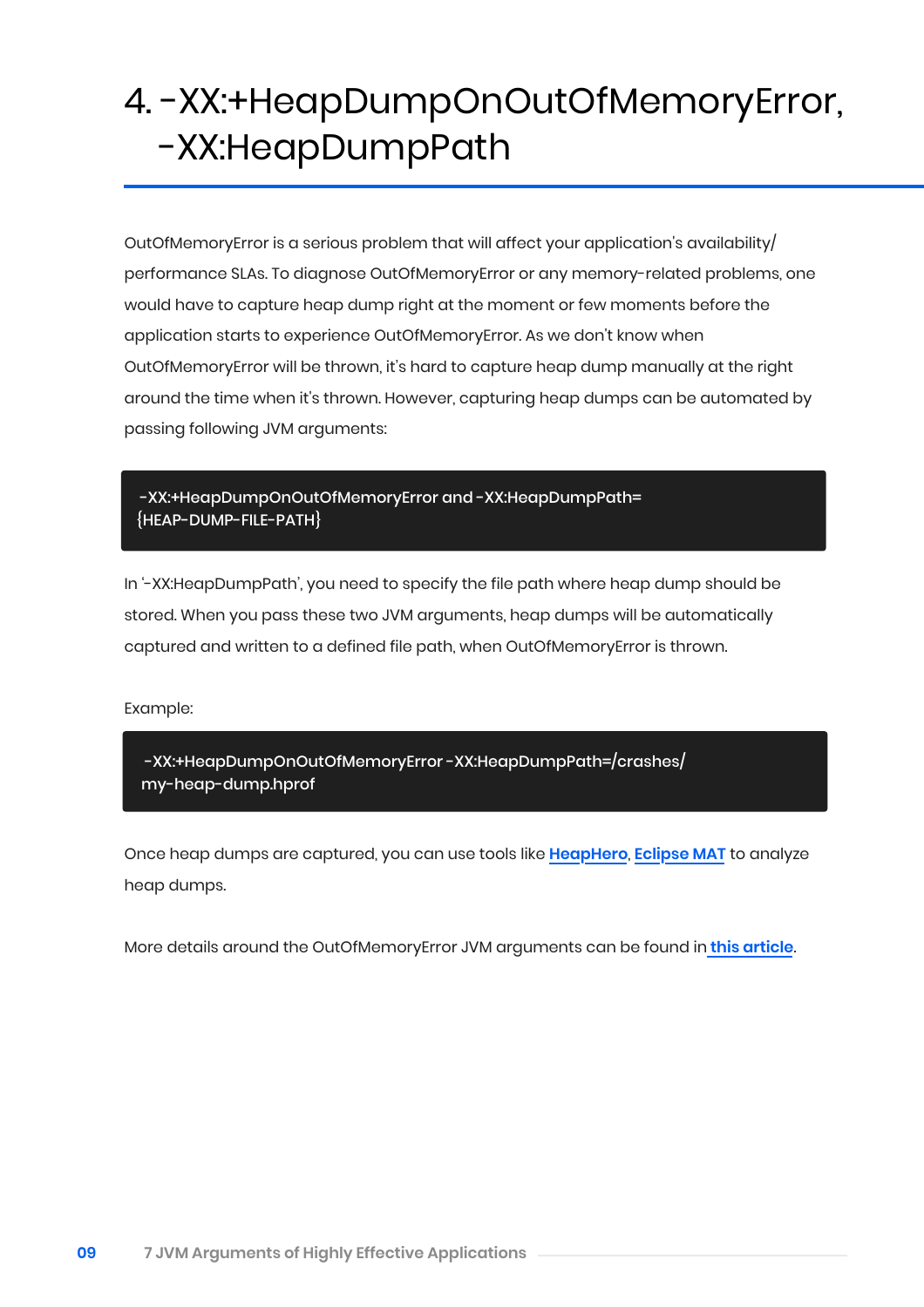# 4. -XX:+HeapDumpOnOutOfMemoryError, -XX:HeapDumpPath

OutOfMemoryError is a serious problem that will affect your application's availability/ performance SLAs. To diagnose OutOfMemoryError or any memory-related problems, one would have to capture heap dump right at the moment or few moments before the application starts to experience OutOfMemoryError. As we don't know when OutOfMemoryError will be thrown, it's hard to capture heap dump manually at the right around the time when it's thrown. However, capturing heap dumps can be automated by passing following JVM arguments:

```
-XX:+HeapDumpOnOutOfMemoryError and -XX:HeapDumpPath=
{HEAP-DUMP-FILE-PATH}
```

In '-XX:HeapDumpPath', you need to specify the file path where heap dump should be stored. When you pass these two JVM arguments, heap dumps will be automatically captured and written to a defined file path, when OutOfMemoryError is thrown.

Example:

```
-XX:+HeapDumpOnOutOfMemoryError -XX:HeapDumpPath=/crashes/
my-heap-dump.hprof
```

Once heap dumps are captured, you can use tools like **HeapHero**, **Eclipse MAT** to analyze heap dumps.

More details around the OutOfMemoryError JVM arguments can be found in **this article**.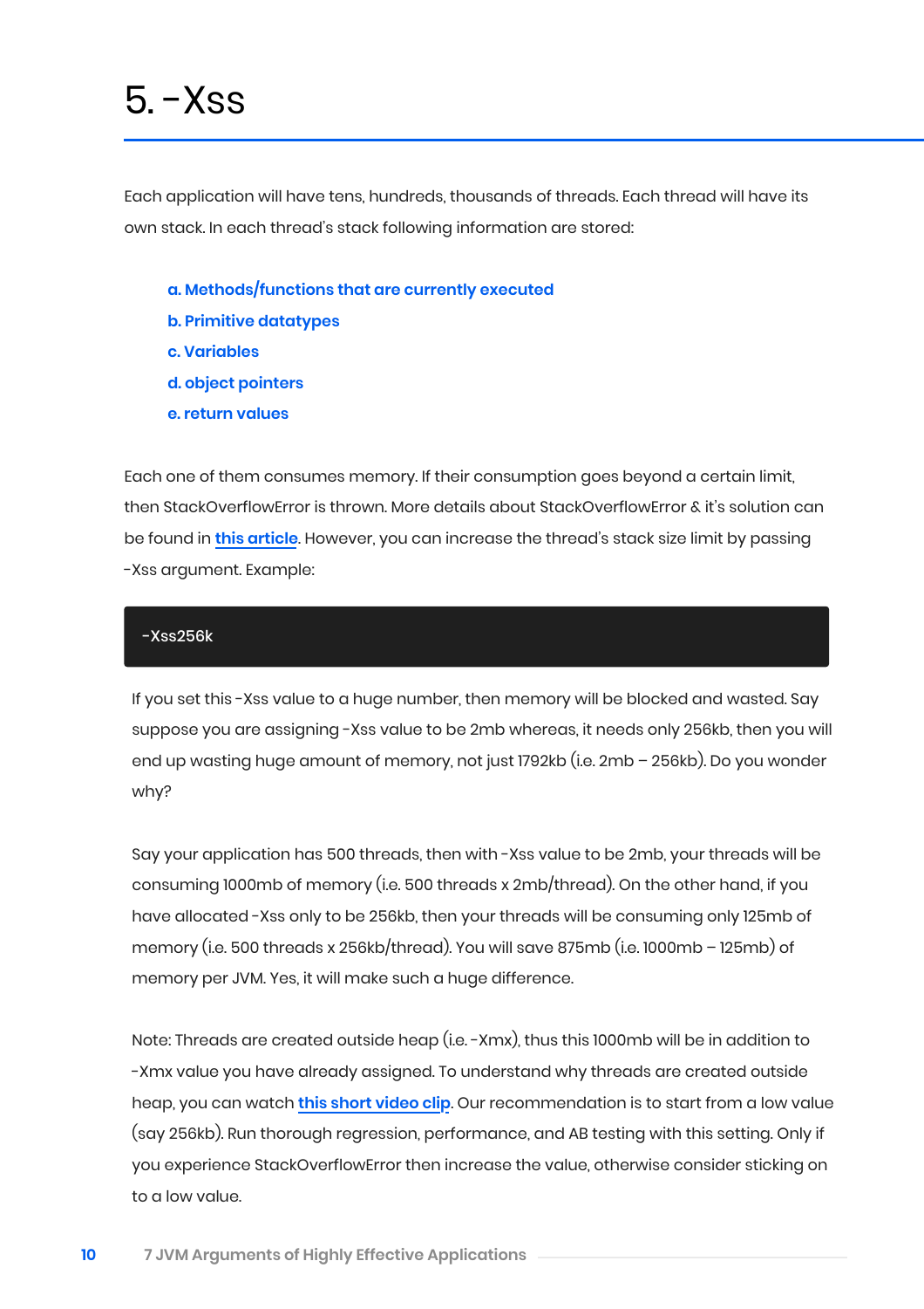# 5. -Xss

Each application will have tens, hundreds, thousands of threads. Each thread will have its own stack. In each thread's stack following information are stored:

**a. Methods/functions that are currently executed**
**b. Primitive datatypes**
**c. Variables**
**d. object pointers**
**e. return values**

Each one of them consumes memory. If their consumption goes beyond a certain limit, then StackOverflowError is thrown. More details about StackOverflowError & it's solution can be found in [this article](). However, you can increase the thread's stack size limit by passing -Xss argument. Example:

```
-Xss256k
```

If you set this -Xss value to a huge number, then memory will be blocked and wasted. Say suppose you are assigning -Xss value to be 2mb whereas, it needs only 256kb, then you will end up wasting huge amount of memory, not just 1792kb (i.e. 2mb – 256kb). Do you wonder why?

Say your application has 500 threads, then with -Xss value to be 2mb, your threads will be consuming 1000mb of memory (i.e. 500 threads x 2mb/thread). On the other hand, if you have allocated -Xss only to be 256kb, then your threads will be consuming only 125mb of memory (i.e. 500 threads x 256kb/thread). You will save 875mb (i.e. 1000mb – 125mb) of memory per JVM. Yes, it will make such a huge difference.

Note: Threads are created outside heap (i.e. -Xmx), thus this 1000mb will be in addition to -Xmx value you have already assigned. To understand why threads are created outside heap, you can watch [this short video clip](). Our recommendation is to start from a low value (say 256kb). Run thorough regression, performance, and AB testing with this setting. Only if you experience StackOverflowError then increase the value, otherwise consider sticking on to a low value.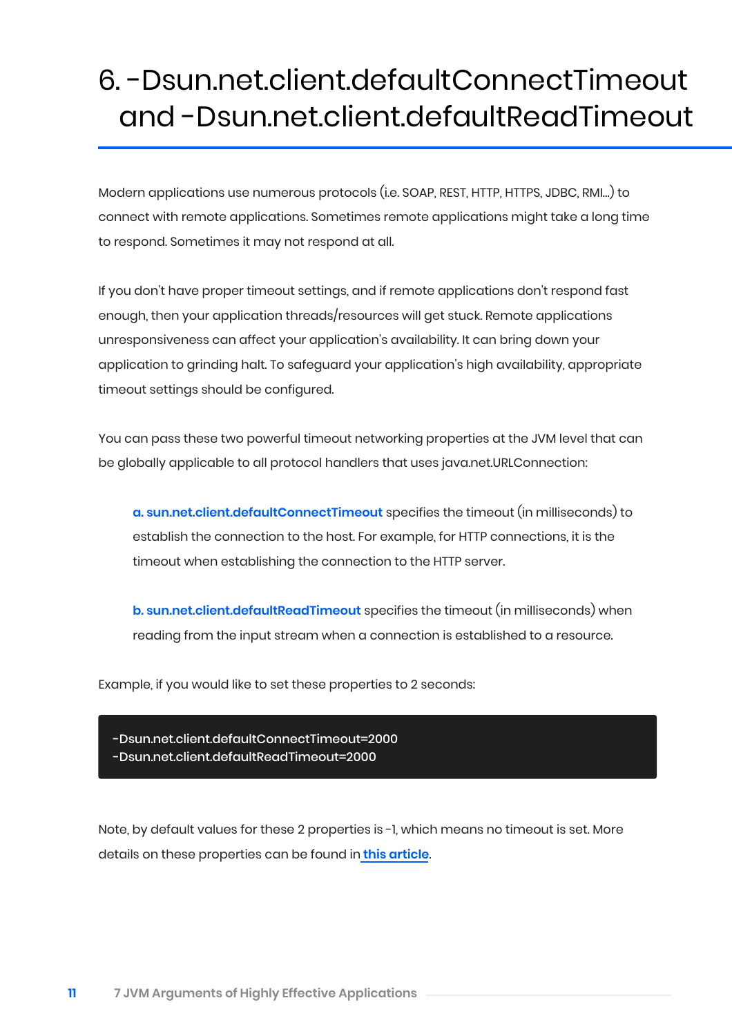# 6. -Dsun.net.client.defaultConnectTimeout and -Dsun.net.client.defaultReadTimeout

Modern applications use numerous protocols (i.e. SOAP, REST, HTTP, HTTPS, JDBC, RMI...) to connect with remote applications. Sometimes remote applications might take a long time to respond. Sometimes it may not respond at all.

If you don't have proper timeout settings, and if remote applications don't respond fast enough, then your application threads/resources will get stuck. Remote applications unresponsiveness can affect your application's availability. It can bring down your application to grinding halt. To safeguard your application's high availability, appropriate timeout settings should be configured.

You can pass these two powerful timeout networking properties at the JVM level that can be globally applicable to all protocol handlers that uses java.net.URLConnection:

**a. sun.net.client.defaultConnectTimeout** specifies the timeout (in milliseconds) to establish the connection to the host. For example, for HTTP connections, it is the timeout when establishing the connection to the HTTP server.

**b. sun.net.client.defaultReadTimeout** specifies the timeout (in milliseconds) when reading from the input stream when a connection is established to a resource.

Example, if you would like to set these properties to 2 seconds:

```
-Dsun.net.client.defaultConnectTimeout=2000
-Dsun.net.client.defaultReadTimeout=2000
```

Note, by default values for these 2 properties is -1, which means no timeout is set. More details on these properties can be found in **this article**.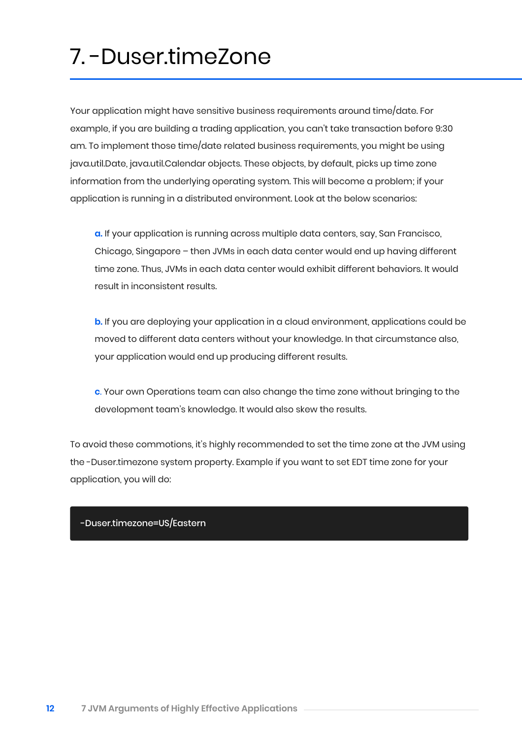# 7. -Duser.timeZone

Your application might have sensitive business requirements around time/date. For example, if you are building a trading application, you can't take transaction before 9:30 am. To implement those time/date related business requirements, you might be using java.util.Date, java.util.Calendar objects. These objects, by default, picks up time zone information from the underlying operating system. This will become a problem; if your application is running in a distributed environment. Look at the below scenarios:

**a.** If your application is running across multiple data centers, say, San Francisco, Chicago, Singapore – then JVMs in each data center would end up having different time zone. Thus, JVMs in each data center would exhibit different behaviors. It would result in inconsistent results.

**b.** If you are deploying your application in a cloud environment, applications could be moved to different data centers without your knowledge. In that circumstance also, your application would end up producing different results.

**c.** Your own Operations team can also change the time zone without bringing to the development team's knowledge. It would also skew the results.

To avoid these commotions, it's highly recommended to set the time zone at the JVM using the -Duser.timezone system property. Example if you want to set EDT time zone for your application, you will do:

```
-Duser.timezone=US/Eastern
```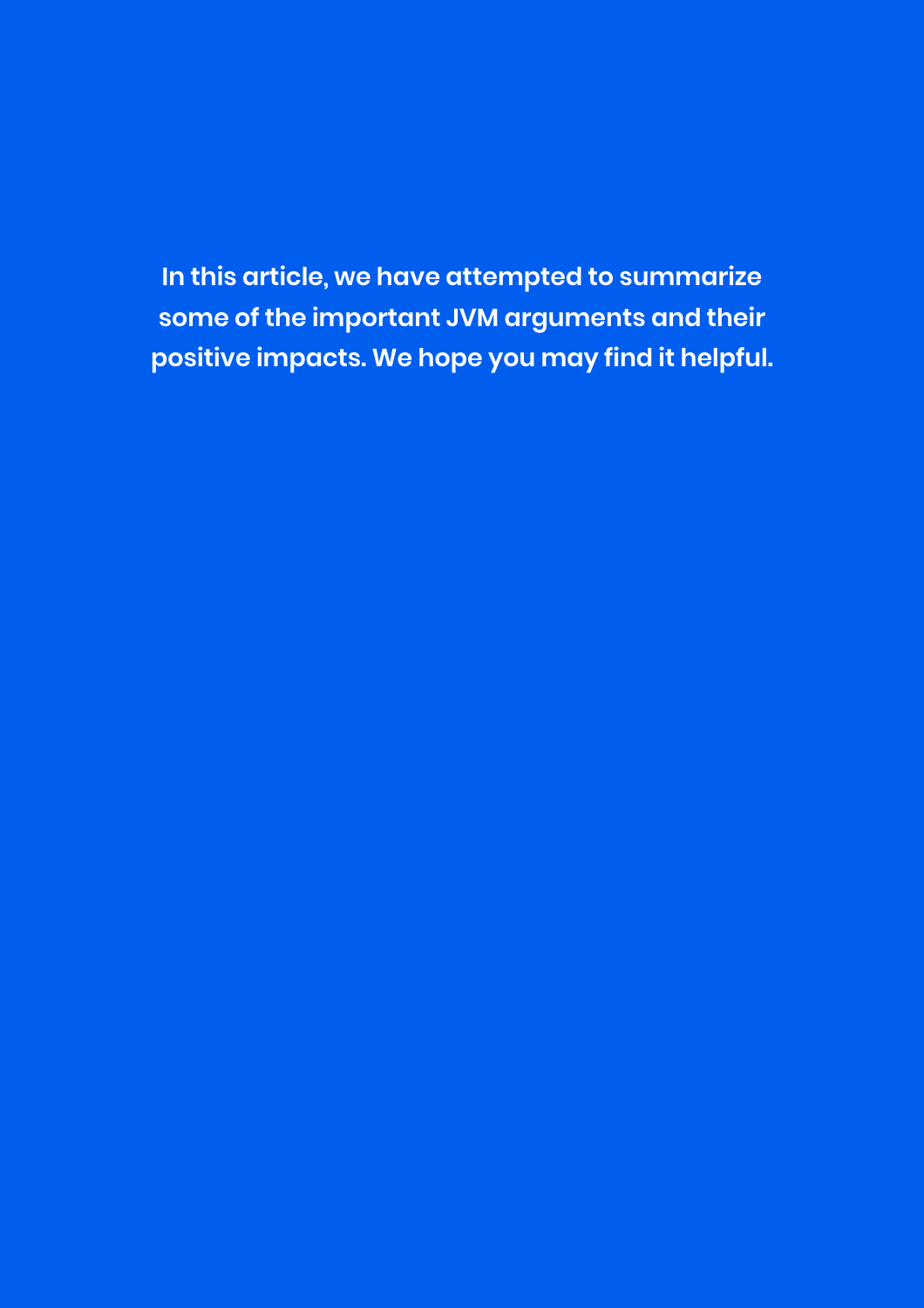**In this article, we have attempted to summarize some of the important JVM arguments and their positive impacts. We hope you may find it helpful.**